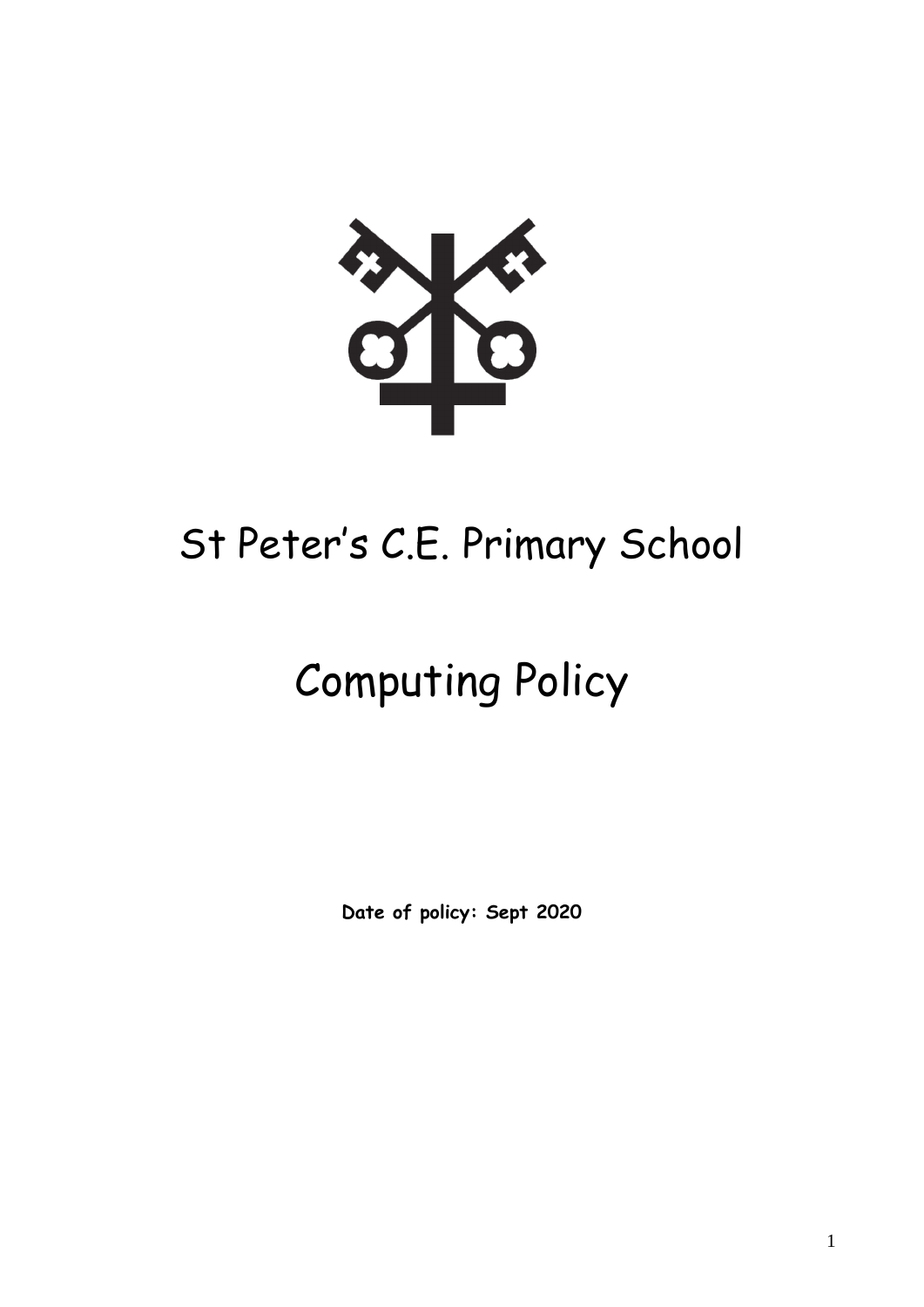# St Peter's C.E. Primary School

# Computing Policy

**Date of policy: Sept 2020**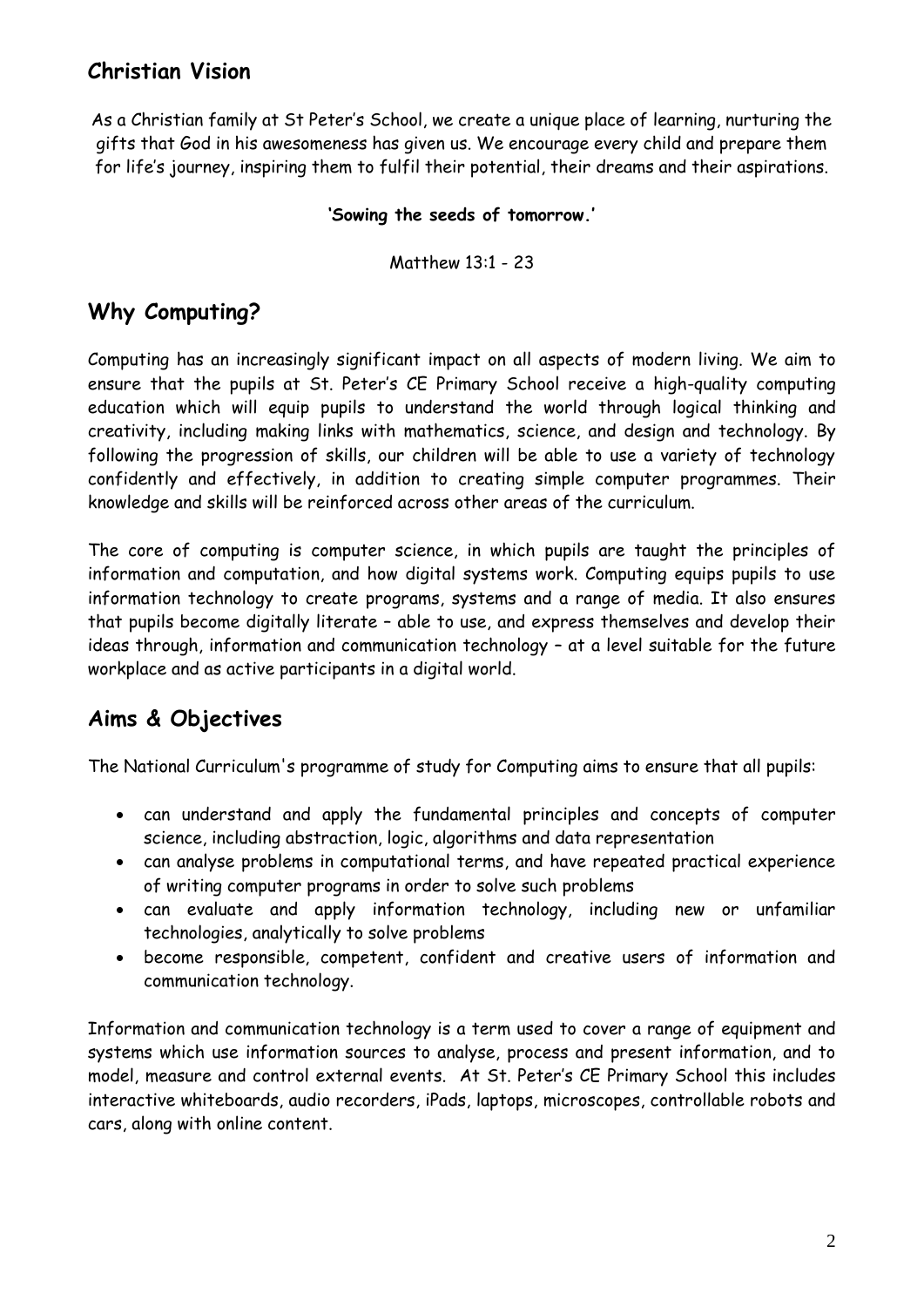## Christian Vision

As a Christian family at St Peter's School, we create a unique place of learning, nurturing the gifts that God in his awesomeness has given us. We encourage every child and prepare them for life's journey, inspiring them to fulfil their potential, their dreams and their aspirations.

**'Sowing the seeds of tomorrow.'**

Matthew 13:1 - 23

## Why Computing?

Computing has an increasingly significant impact on all aspects of modern living. We aim to ensure that the pupils at St. Peter's CE Primary School receive a high-quality computing education which will equip pupils to understand the world through logical thinking and creativity, including making links with mathematics, science, and design and technology. By following the progression of skills, our children will be able to use a variety of technology confidently and effectively, in addition to creating simple computer programmes. Their knowledge and skills will be reinforced across other areas of the curriculum.

The core of computing is computer science, in which pupils are taught the principles of information and computation, and how digital systems work. Computing equips pupils to use information technology to create programs, systems and a range of media. It also ensures that pupils become digitally literate – able to use, and express themselves and develop their ideas through, information and communication technology – at a level suitable for the future workplace and as active participants in a digital world.

## Aims & Objectives

The National Curriculum's programme of study for Computing aims to ensure that all pupils:

- can understand and apply the fundamental principles and concepts of computer science, including abstraction, logic, algorithms and data representation
- can analyse problems in computational terms, and have repeated practical experience of writing computer programs in order to solve such problems
- can evaluate and apply information technology, including new or unfamiliar technologies, analytically to solve problems
- become responsible, competent, confident and creative users of information and communication technology.

Information and communication technology is a term used to cover a range of equipment and systems which use information sources to analyse, process and present information, and to model, measure and control external events. At St. Peter's CE Primary School this includes interactive whiteboards, audio recorders, iPads, laptops, microscopes, controllable robots and cars, along with online content.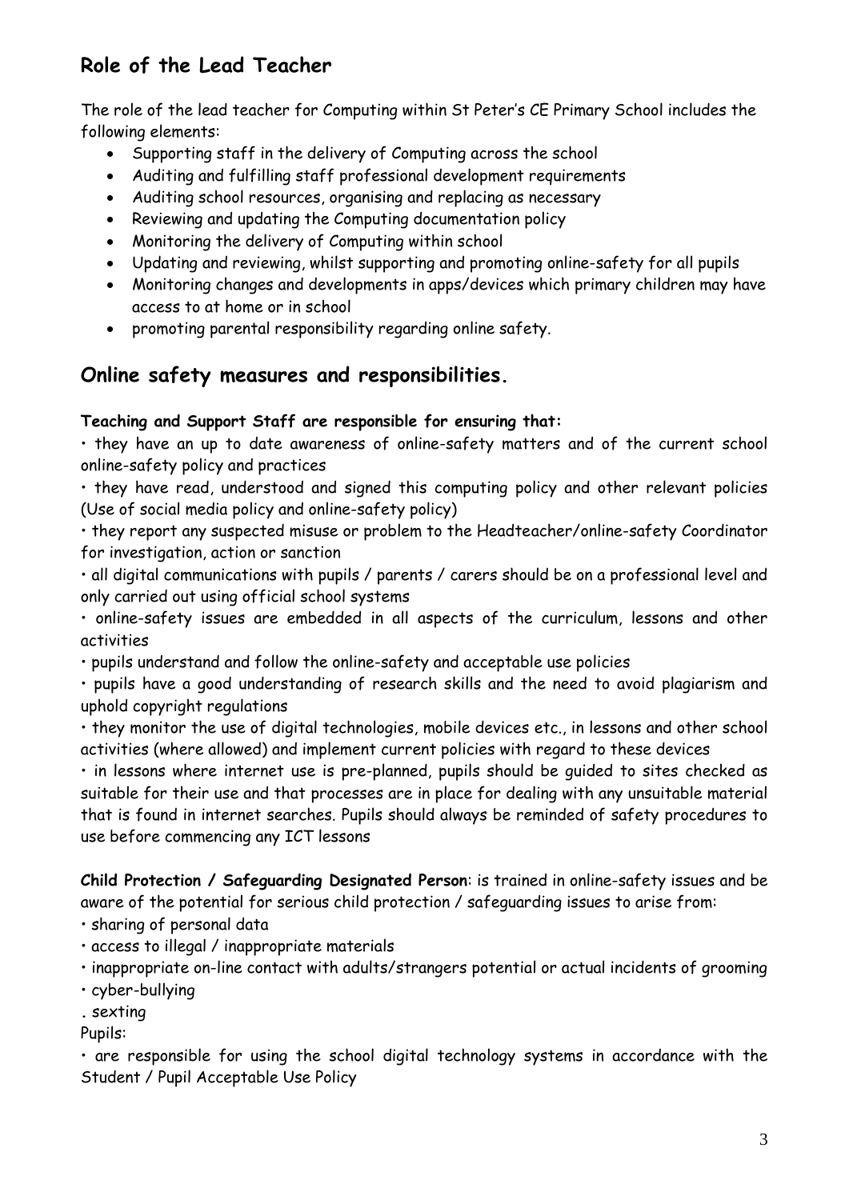## Role of the Lead Teacher

The role of the lead teacher for Computing within St Peter's CE Primary School includes the following elements:

- Supporting staff in the delivery of Computing across the school
- Auditing and fulfilling staff professional development requirements
- Auditing school resources, organising and replacing as necessary
- Reviewing and updating the Computing documentation policy
- Monitoring the delivery of Computing within school
- Updating and reviewing, whilst supporting and promoting online-safety for all pupils
- Monitoring changes and developments in apps/devices which primary children may have access to at home or in school
- promoting parental responsibility regarding online safety.

## Online safety measures and responsibilities.

**Teaching and Support Staff are responsible for ensuring that:**

• they have an up to date awareness of online-safety matters and of the current school online-safety policy and practices

• they have read, understood and signed this computing policy and other relevant policies (Use of social media policy and online-safety policy)

• they report any suspected misuse or problem to the Headteacher/online-safety Coordinator for investigation, action or sanction

• all digital communications with pupils / parents / carers should be on a professional level and only carried out using official school systems

• online-safety issues are embedded in all aspects of the curriculum, lessons and other activities

• pupils understand and follow the online-safety and acceptable use policies

• pupils have a good understanding of research skills and the need to avoid plagiarism and uphold copyright regulations

• they monitor the use of digital technologies, mobile devices etc., in lessons and other school activities (where allowed) and implement current policies with regard to these devices

• in lessons where internet use is pre-planned, pupils should be guided to sites checked as suitable for their use and that processes are in place for dealing with any unsuitable material that is found in internet searches. Pupils should always be reminded of safety procedures to use before commencing any ICT lessons

**Child Protection / Safeguarding Designated Person**: is trained in online-safety issues and be aware of the potential for serious child protection / safeguarding issues to arise from:

• sharing of personal data

• access to illegal / inappropriate materials

• inappropriate on-line contact with adults/strangers potential or actual incidents of grooming

• cyber-bullying

. sexting

Pupils:

• are responsible for using the school digital technology systems in accordance with the Student / Pupil Acceptable Use Policy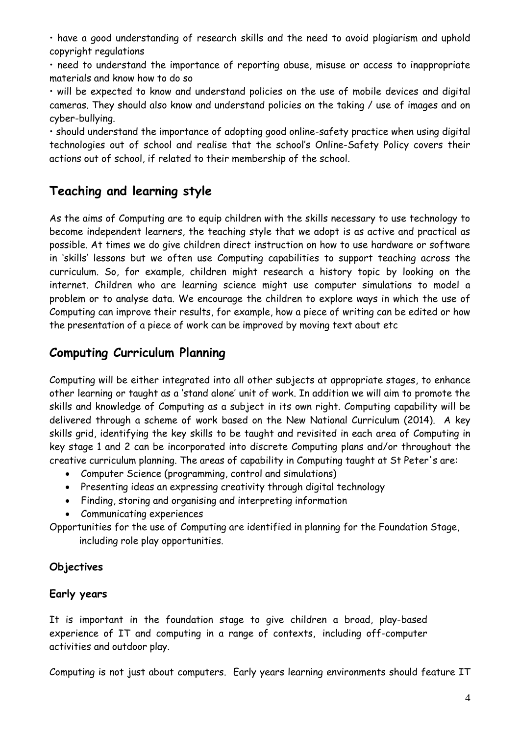- have a good understanding of research skills and the need to avoid plagiarism and uphold copyright regulations
- need to understand the importance of reporting abuse, misuse or access to inappropriate materials and know how to do so
- will be expected to know and understand policies on the use of mobile devices and digital cameras. They should also know and understand policies on the taking / use of images and on cyber-bullying.
- should understand the importance of adopting good online-safety practice when using digital technologies out of school and realise that the school's Online-Safety Policy covers their actions out of school, if related to their membership of the school.

## Teaching and learning style

As the aims of Computing are to equip children with the skills necessary to use technology to become independent learners, the teaching style that we adopt is as active and practical as possible. At times we do give children direct instruction on how to use hardware or software in 'skills' lessons but we often use Computing capabilities to support teaching across the curriculum. So, for example, children might research a history topic by looking on the internet. Children who are learning science might use computer simulations to model a problem or to analyse data. We encourage the children to explore ways in which the use of Computing can improve their results, for example, how a piece of writing can be edited or how the presentation of a piece of work can be improved by moving text about etc

## Computing Curriculum Planning

Computing will be either integrated into all other subjects at appropriate stages, to enhance other learning or taught as a 'stand alone' unit of work. In addition we will aim to promote the skills and knowledge of Computing as a subject in its own right. Computing capability will be delivered through a scheme of work based on the New National Curriculum (2014). A key skills grid, identifying the key skills to be taught and revisited in each area of Computing in key stage 1 and 2 can be incorporated into discrete Computing plans and/or throughout the creative curriculum planning. The areas of capability in Computing taught at St Peter's are:

- Computer Science (programming, control and simulations)
- Presenting ideas an expressing creativity through digital technology
- Finding, storing and organising and interpreting information
- Communicating experiences

Opportunities for the use of Computing are identified in planning for the Foundation Stage, including role play opportunities.

### Objectives

### Early years

It is important in the foundation stage to give children a broad, play-based experience of IT and computing in a range of contexts, including off-computer activities and outdoor play.

Computing is not just about computers. Early years learning environments should feature IT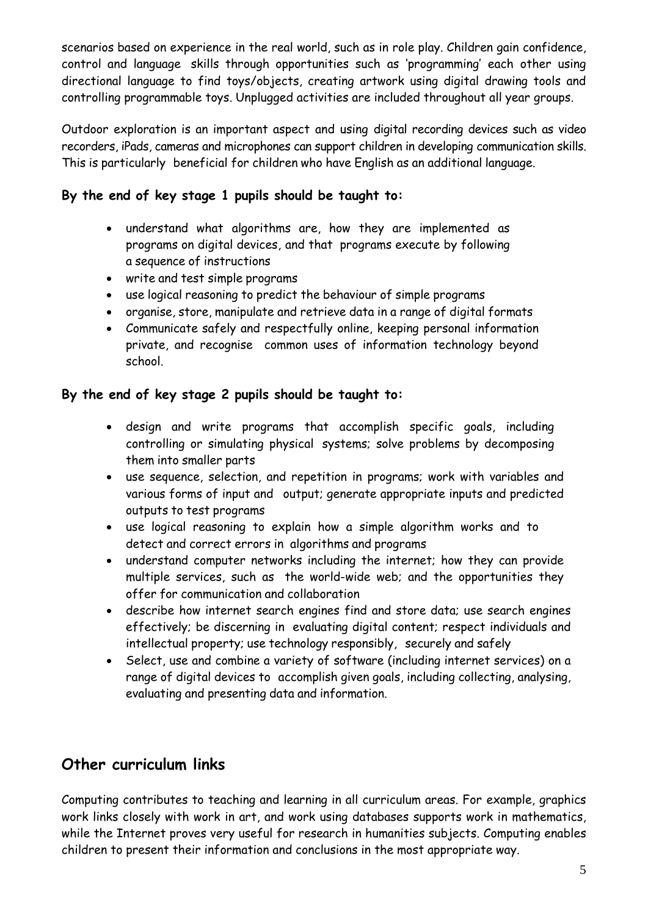scenarios based on experience in the real world, such as in role play. Children gain confidence, control and language skills through opportunities such as 'programming' each other using directional language to find toys/objects, creating artwork using digital drawing tools and controlling programmable toys. Unplugged activities are included throughout all year groups.

Outdoor exploration is an important aspect and using digital recording devices such as video recorders, iPads, cameras and microphones can support children in developing communication skills. This is particularly beneficial for children who have English as an additional language.

**By the end of key stage 1 pupils should be taught to:**

- understand what algorithms are, how they are implemented as programs on digital devices, and that programs execute by following a sequence of instructions
- write and test simple programs
- use logical reasoning to predict the behaviour of simple programs
- organise, store, manipulate and retrieve data in a range of digital formats
- Communicate safely and respectfully online, keeping personal information private, and recognise common uses of information technology beyond school.

**By the end of key stage 2 pupils should be taught to:**

- design and write programs that accomplish specific goals, including controlling or simulating physical systems; solve problems by decomposing them into smaller parts
- use sequence, selection, and repetition in programs; work with variables and various forms of input and output; generate appropriate inputs and predicted outputs to test programs
- use logical reasoning to explain how a simple algorithm works and to detect and correct errors in algorithms and programs
- understand computer networks including the internet; how they can provide multiple services, such as the world-wide web; and the opportunities they offer for communication and collaboration
- describe how internet search engines find and store data; use search engines effectively; be discerning in evaluating digital content; respect individuals and intellectual property; use technology responsibly, securely and safely
- Select, use and combine a variety of software (including internet services) on a range of digital devices to accomplish given goals, including collecting, analysing, evaluating and presenting data and information.

## Other curriculum links

Computing contributes to teaching and learning in all curriculum areas. For example, graphics work links closely with work in art, and work using databases supports work in mathematics, while the Internet proves very useful for research in humanities subjects. Computing enables children to present their information and conclusions in the most appropriate way.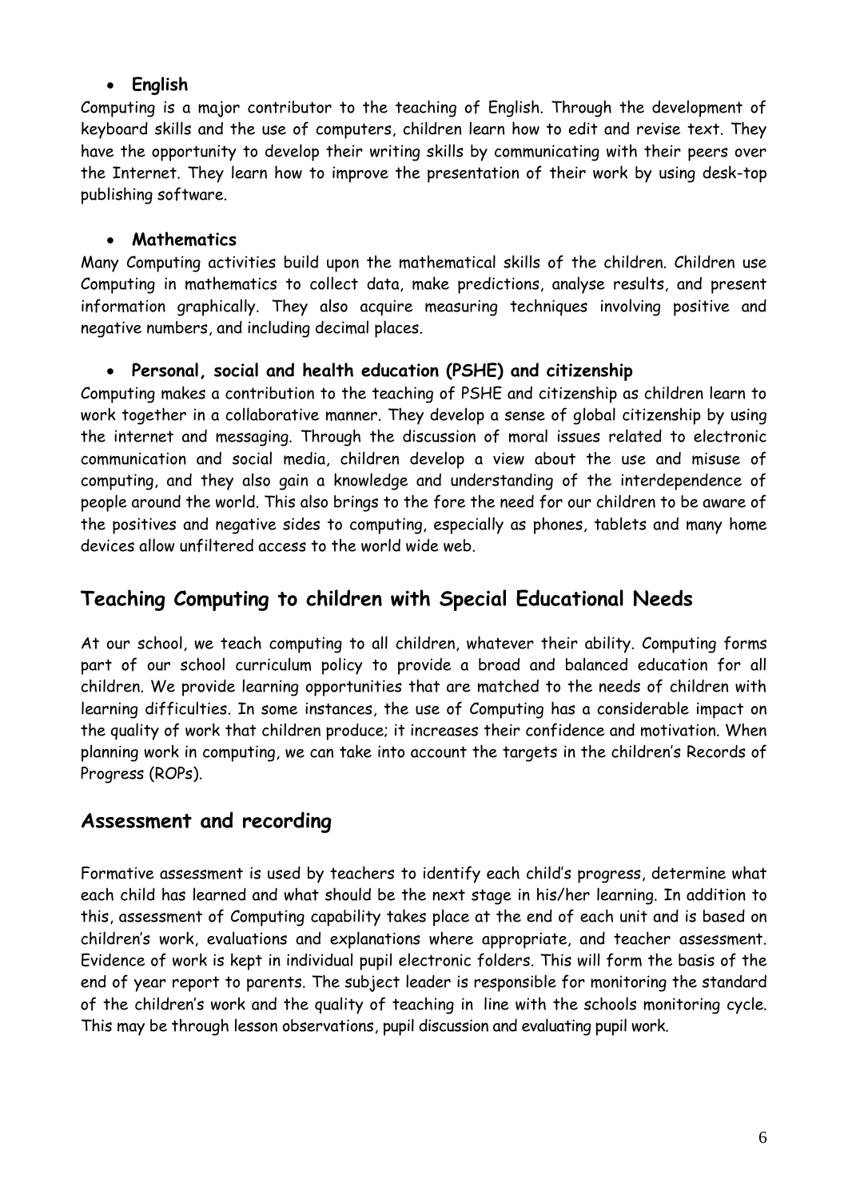- **English**

Computing is a major contributor to the teaching of English. Through the development of keyboard skills and the use of computers, children learn how to edit and revise text. They have the opportunity to develop their writing skills by communicating with their peers over the Internet. They learn how to improve the presentation of their work by using desk-top publishing software.

- **Mathematics**

Many Computing activities build upon the mathematical skills of the children. Children use Computing in mathematics to collect data, make predictions, analyse results, and present information graphically. They also acquire measuring techniques involving positive and negative numbers, and including decimal places.

- **Personal, social and health education (PSHE) and citizenship**

Computing makes a contribution to the teaching of PSHE and citizenship as children learn to work together in a collaborative manner. They develop a sense of global citizenship by using the internet and messaging. Through the discussion of moral issues related to electronic communication and social media, children develop a view about the use and misuse of computing, and they also gain a knowledge and understanding of the interdependence of people around the world. This also brings to the fore the need for our children to be aware of the positives and negative sides to computing, especially as phones, tablets and many home devices allow unfiltered access to the world wide web.

## Teaching Computing to children with Special Educational Needs

At our school, we teach computing to all children, whatever their ability. Computing forms part of our school curriculum policy to provide a broad and balanced education for all children. We provide learning opportunities that are matched to the needs of children with learning difficulties. In some instances, the use of Computing has a considerable impact on the quality of work that children produce; it increases their confidence and motivation. When planning work in computing, we can take into account the targets in the children's Records of Progress (ROPs).

## Assessment and recording

Formative assessment is used by teachers to identify each child's progress, determine what each child has learned and what should be the next stage in his/her learning. In addition to this, assessment of Computing capability takes place at the end of each unit and is based on children's work, evaluations and explanations where appropriate, and teacher assessment. Evidence of work is kept in individual pupil electronic folders. This will form the basis of the end of year report to parents. The subject leader is responsible for monitoring the standard of the children's work and the quality of teaching in line with the schools monitoring cycle. This may be through lesson observations, pupil discussion and evaluating pupil work.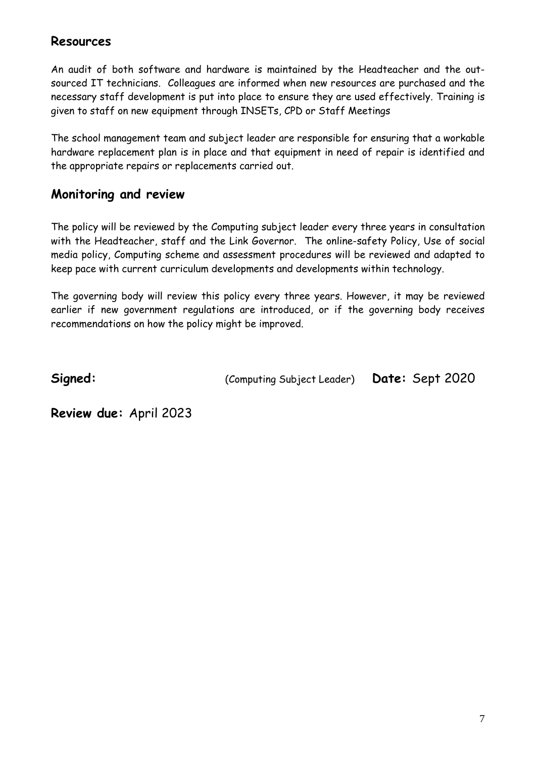## Resources

An audit of both software and hardware is maintained by the Headteacher and the out-sourced IT technicians. Colleagues are informed when new resources are purchased and the necessary staff development is put into place to ensure they are used effectively. Training is given to staff on new equipment through INSETs, CPD or Staff Meetings

The school management team and subject leader are responsible for ensuring that a workable hardware replacement plan is in place and that equipment in need of repair is identified and the appropriate repairs or replacements carried out.

## Monitoring and review

The policy will be reviewed by the Computing subject leader every three years in consultation with the Headteacher, staff and the Link Governor. The online-safety Policy, Use of social media policy, Computing scheme and assessment procedures will be reviewed and adapted to keep pace with current curriculum developments and developments within technology.

The governing body will review this policy every three years. However, it may be reviewed earlier if new government regulations are introduced, or if the governing body receives recommendations on how the policy might be improved.

**Signed:** (Computing Subject Leader) **Date:** Sept 2020

**Review due:** April 2023